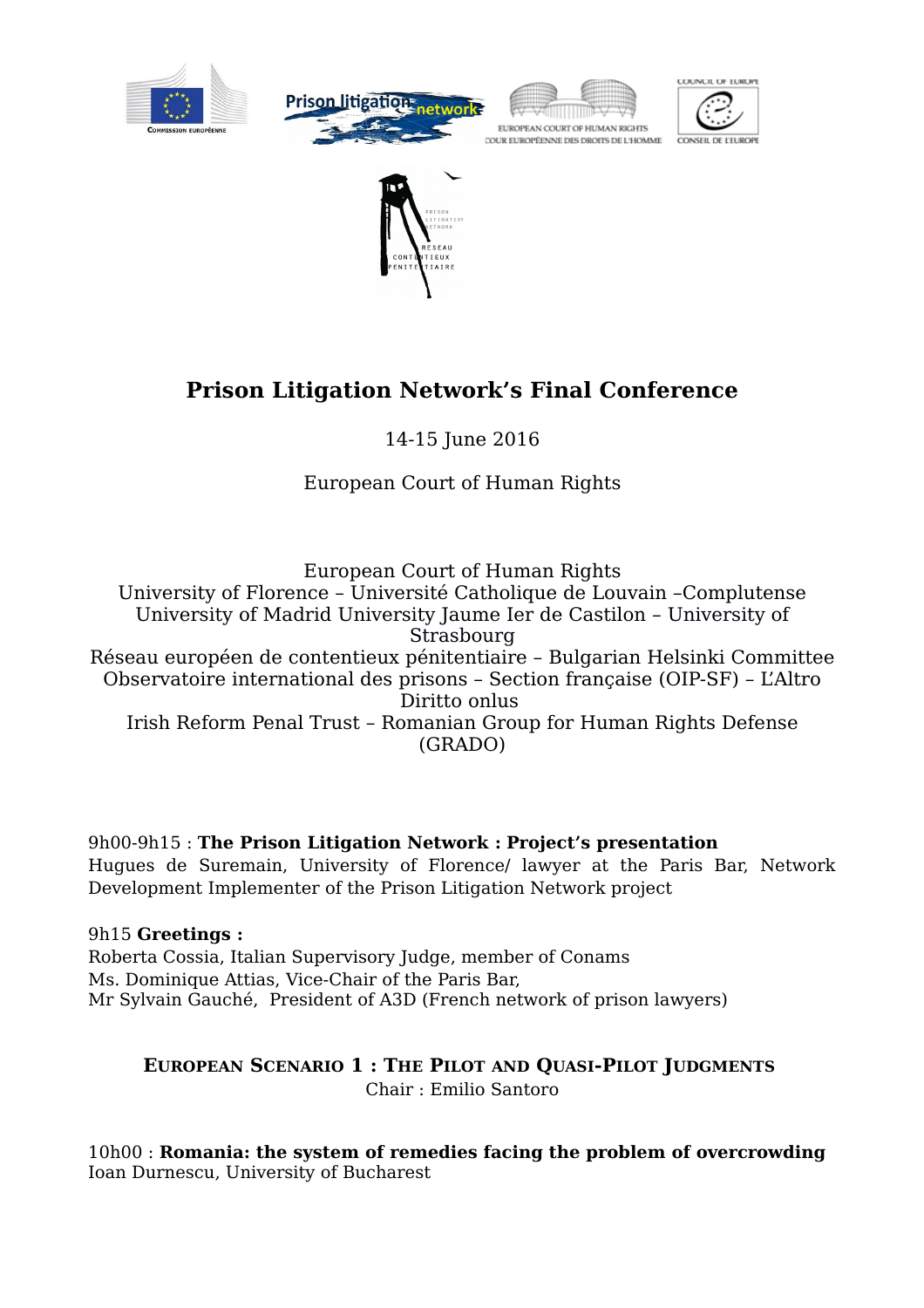# Prison Litigation Network's Final Conference

14-15 June 2016

European Court of Human Rights

European Court of Human Rights
University of Florence – Université Catholique de Louvain –Complutense University of Madrid University Jaume Ier de Castilon – University of Strasbourg
Réseau européen de contentieux pénitentiaire – Bulgarian Helsinki Committee
Observatoire international des prisons – Section française (OIP-SF) – L'Altro Diritto onlus
Irish Reform Penal Trust – Romanian Group for Human Rights Defense (GRADO)

9h00-9h15 : **The Prison Litigation Network : Project's presentation**
Hugues de Suremain, University of Florence/ lawyer at the Paris Bar, Network Development Implementer of the Prison Litigation Network project

9h15 **Greetings :**
Roberta Cossia, Italian Supervisory Judge, member of Conams
Ms. Dominique Attias, Vice-Chair of the Paris Bar,
Mr Sylvain Gauché, President of A3D (French network of prison lawyers)

## European Scenario 1 : The Pilot and Quasi-Pilot Judgments

Chair : Emilio Santoro

10h00 : **Romania: the system of remedies facing the problem of overcrowding**
Ioan Durnescu, University of Bucharest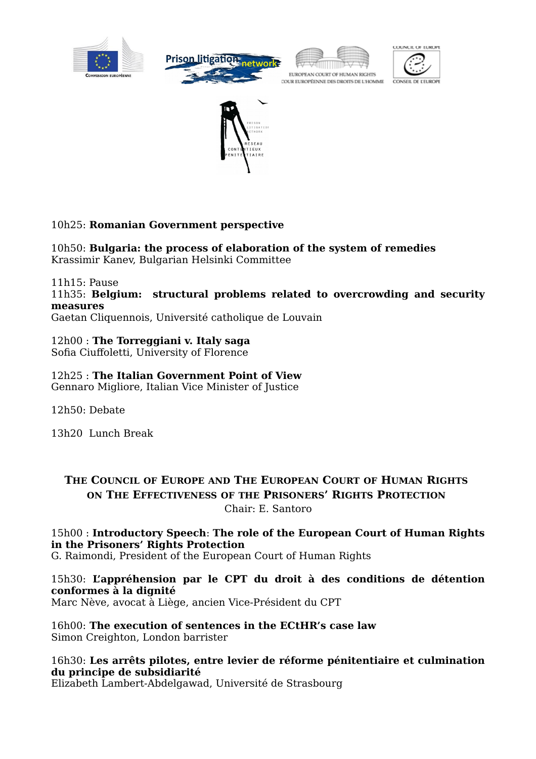10h25: **Romanian Government perspective**

10h50: **Bulgaria: the process of elaboration of the system of remedies**
Krassimir Kanev, Bulgarian Helsinki Committee

11h15: Pause
11h35: **Belgium: structural problems related to overcrowding and security measures**
Gaetan Cliquennois, Université catholique de Louvain

12h00 : **The Torreggiani v. Italy saga**
Sofia Ciuffoletti, University of Florence

12h25 : **The Italian Government Point of View**
Gennaro Migliore, Italian Vice Minister of Justice

12h50: Debate

13h20 Lunch Break

## The Council of Europe and The European Court of Human Rights on The Effectiveness of the Prisoners' Rights Protection

Chair: E. Santoro

15h00 : **Introductory Speech**: **The role of the European Court of Human Rights in the Prisoners' Rights Protection**
G. Raimondi, President of the European Court of Human Rights

15h30: **L'appréhension par le CPT du droit à des conditions de détention conformes à la dignité**
Marc Nève, avocat à Liège, ancien Vice-Président du CPT

16h00: **The execution of sentences in the ECtHR's case law**
Simon Creighton, London barrister

16h30: **Les arrêts pilotes, entre levier de réforme pénitentiaire et culmination du principe de subsidiarité**
Elizabeth Lambert-Abdelgawad, Université de Strasbourg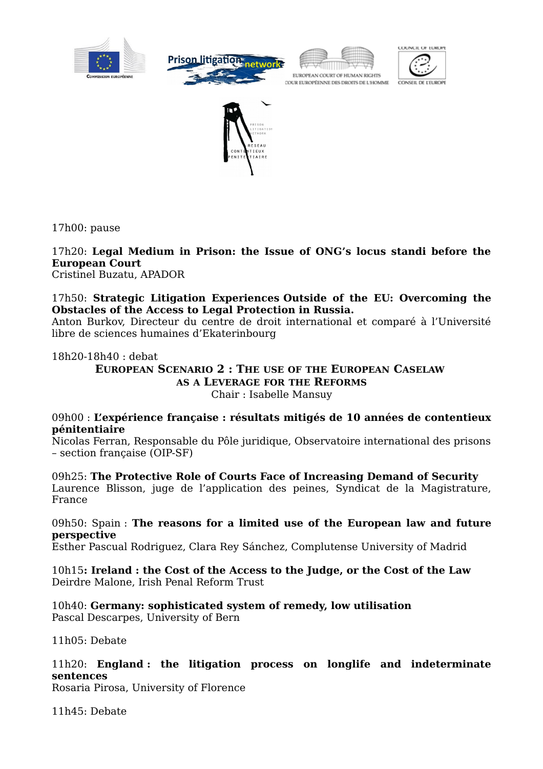17h00: pause

17h20: **Legal Medium in Prison: the Issue of ONG's locus standi before the European Court**
Cristinel Buzatu, APADOR

17h50: **Strategic Litigation Experiences Outside of the EU: Overcoming the Obstacles of the Access to Legal Protection in Russia.**
Anton Burkov, Directeur du centre de droit international et comparé à l'Université libre de sciences humaines d'Ekaterinbourg

18h20-18h40 : debat

## European Scenario 2 : The use of the European Caselaw as a Leverage for the Reforms

Chair : Isabelle Mansuy

09h00 : **L'expérience française : résultats mitigés de 10 années de contentieux pénitentiaire**
Nicolas Ferran, Responsable du Pôle juridique, Observatoire international des prisons – section française (OIP-SF)

09h25: **The Protective Role of Courts Face of Increasing Demand of Security**
Laurence Blisson, juge de l'application des peines, Syndicat de la Magistrature, France

09h50: Spain : **The reasons for a limited use of the European law and future perspective**
Esther Pascual Rodriguez, Clara Rey Sánchez, Complutense University of Madrid

10h15**: Ireland : the Cost of the Access to the Judge, or the Cost of the Law**
Deirdre Malone, Irish Penal Reform Trust

10h40: **Germany: sophisticated system of remedy, low utilisation**
Pascal Descarpes, University of Bern

11h05: Debate

11h20: **England : the litigation process on longlife and indeterminate sentences**
Rosaria Pirosa, University of Florence

11h45: Debate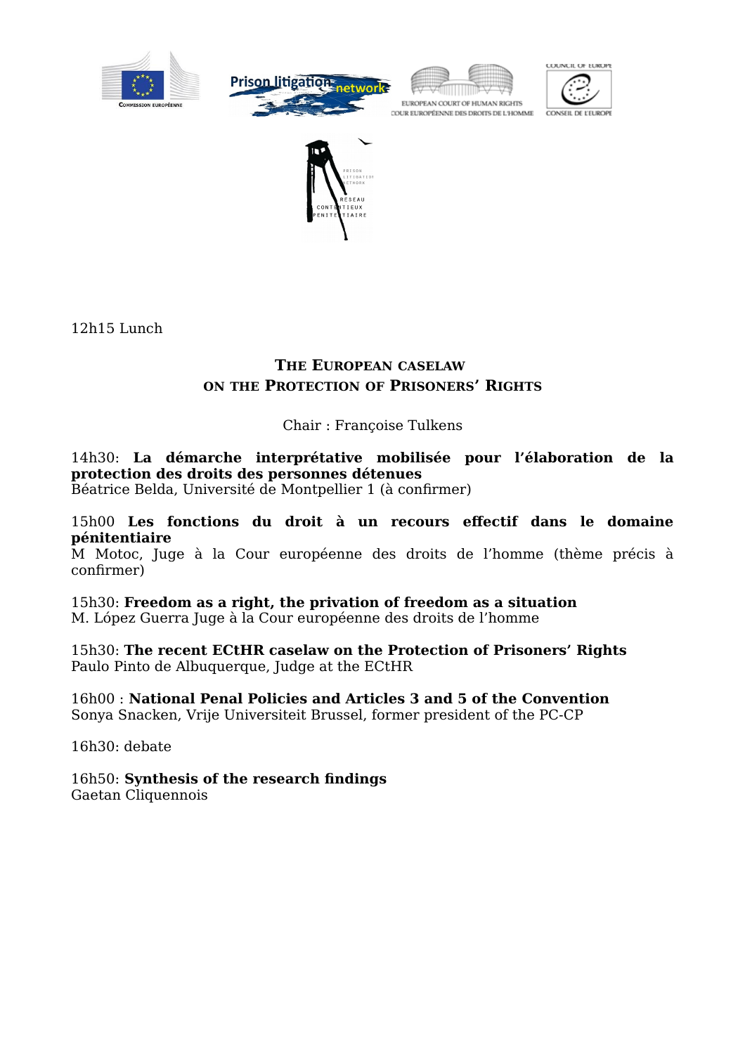12h15 Lunch

## THE EUROPEAN CASELAW ON THE PROTECTION OF PRISONERS' RIGHTS

Chair : Françoise Tulkens

14h30: **La démarche interprétative mobilisée pour l'élaboration de la protection des droits des personnes détenues**
Béatrice Belda, Université de Montpellier 1 (à confirmer)

15h00 **Les fonctions du droit à un recours effectif dans le domaine pénitentiaire**
M Motoc, Juge à la Cour européenne des droits de l'homme (thème précis à confirmer)

15h30: **Freedom as a right, the privation of freedom as a situation**
M. López Guerra Juge à la Cour européenne des droits de l'homme

15h30: **The recent ECtHR caselaw on the Protection of Prisoners' Rights**
Paulo Pinto de Albuquerque, Judge at the ECtHR

16h00 : **National Penal Policies and Articles 3 and 5 of the Convention**
Sonya Snacken, Vrije Universiteit Brussel, former president of the PC-CP

16h30: debate

16h50: **Synthesis of the research findings**
Gaetan Cliquennois